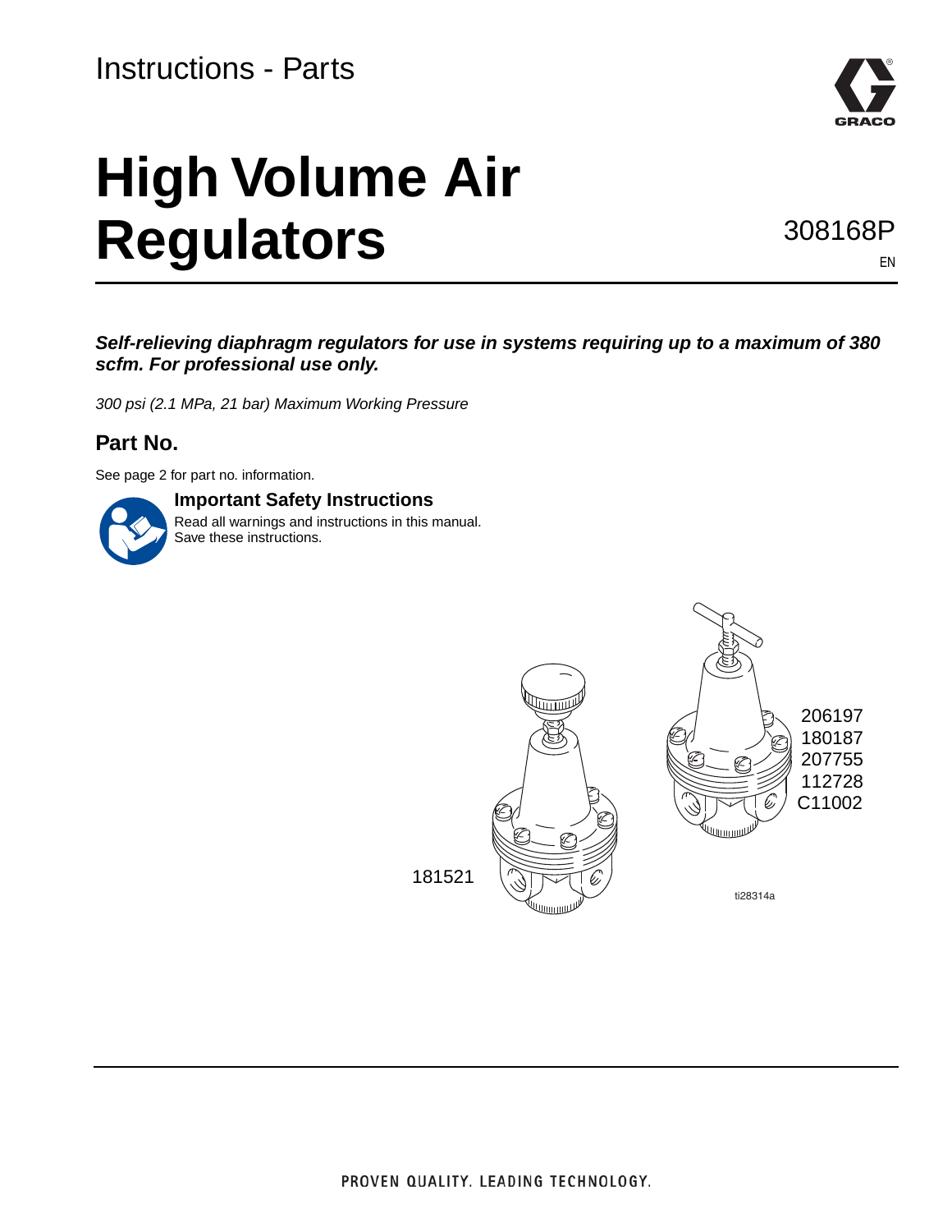Instructions - Parts

# High Volume Air Regulators

308168P

EN

***Self-relieving diaphragm regulators for use in systems requiring up to a maximum of 380 scfm. For professional use only.***

*300 psi (2.1 MPa, 21 bar) Maximum Working Pressure*

## Part No.

See page 2 for part no. information.

**Important Safety Instructions**
Read all warnings and instructions in this manual.
Save these instructions.

206197
180187
207755
112728
C11002

181521

ti28314a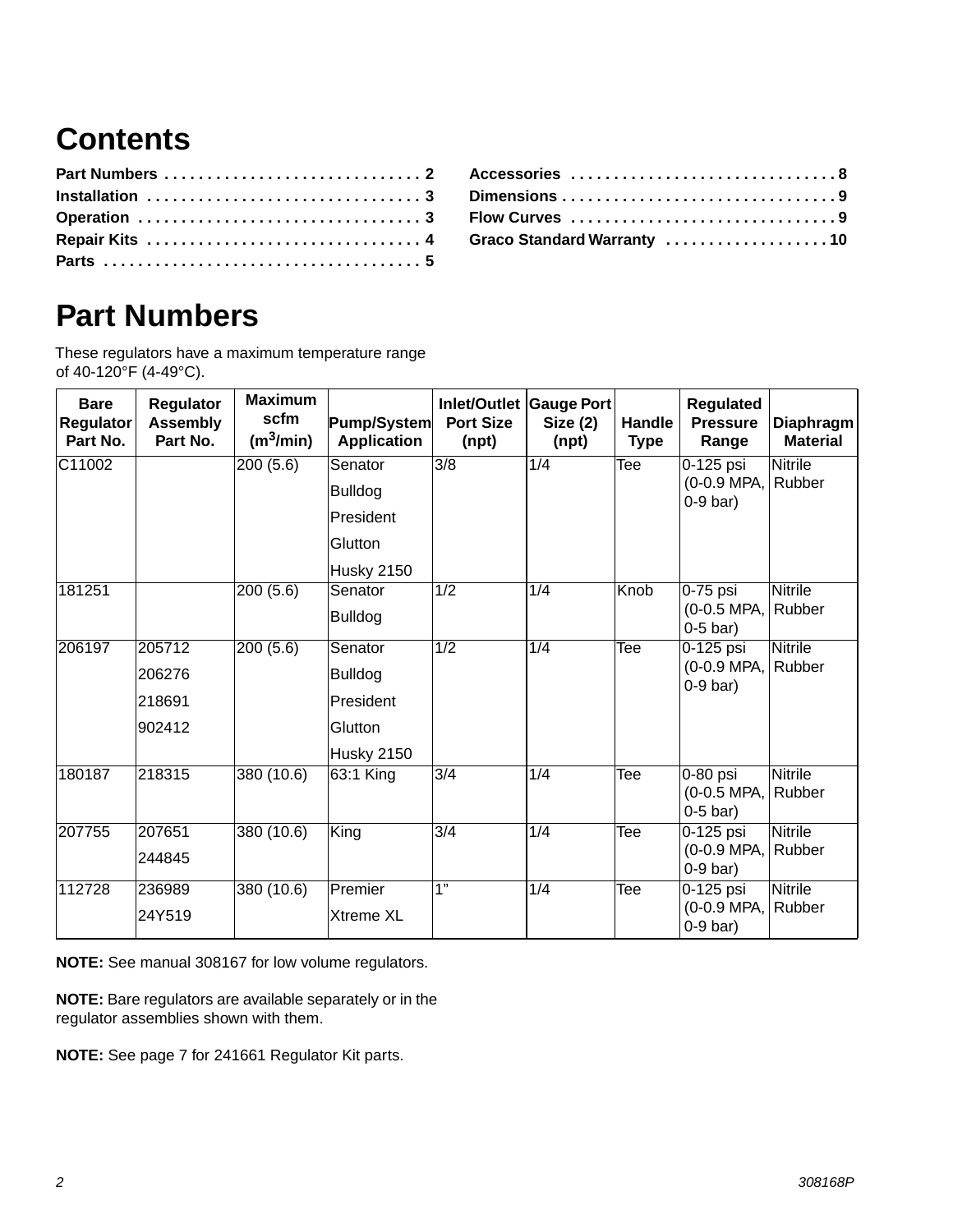# Contents

Part Numbers . . . . . . . . . . . . . . . . . . . . . . . . . . . . . 2
Installation . . . . . . . . . . . . . . . . . . . . . . . . . . . . . . . 3
Operation . . . . . . . . . . . . . . . . . . . . . . . . . . . . . . . . 3
Repair Kits . . . . . . . . . . . . . . . . . . . . . . . . . . . . . . . 4
Parts . . . . . . . . . . . . . . . . . . . . . . . . . . . . . . . . . . . . 5
Accessories . . . . . . . . . . . . . . . . . . . . . . . . . . . . . . 8
Dimensions . . . . . . . . . . . . . . . . . . . . . . . . . . . . . . . 9
Flow Curves . . . . . . . . . . . . . . . . . . . . . . . . . . . . . . 9
Graco Standard Warranty . . . . . . . . . . . . . . . . . . . 10

# Part Numbers

These regulators have a maximum temperature range of 40-120°F (4-49°C).

| Bare Regulator Part No. | Regulator Assembly Part No. | Maximum scfm ($m^3$/min) | Pump/System Application | Inlet/Outlet Port Size (npt) | Gauge Port Size (2) (npt) | Handle Type | Regulated Pressure Range | Diaphragm Material |
|---|---|---|---|---|---|---|---|---|
| C11002 | | 200 (5.6) | Senator<br>Bulldog<br>President<br>Glutton<br>Husky 2150 | 3/8 | 1/4 | Tee | 0-125 psi (0-0.9 MPA, 0-9 bar) | Nitrile Rubber |
| 181251 | | 200 (5.6) | Senator<br>Bulldog | 1/2 | 1/4 | Knob | 0-75 psi (0-0.5 MPA, 0-5 bar) | Nitrile Rubber |
| 206197 | 205712<br>206276<br>218691<br>902412 | 200 (5.6) | Senator<br>Bulldog<br>President<br>Glutton<br>Husky 2150 | 1/2 | 1/4 | Tee | 0-125 psi (0-0.9 MPA, 0-9 bar) | Nitrile Rubber |
| 180187 | 218315 | 380 (10.6) | 63:1 King | 3/4 | 1/4 | Tee | 0-80 psi (0-0.5 MPA, 0-5 bar) | Nitrile Rubber |
| 207755 | 207651<br>244845 | 380 (10.6) | King | 3/4 | 1/4 | Tee | 0-125 psi (0-0.9 MPA, 0-9 bar) | Nitrile Rubber |
| 112728 | 236989<br>24Y519 | 380 (10.6) | Premier<br>Xtreme XL | 1" | 1/4 | Tee | 0-125 psi (0-0.9 MPA, 0-9 bar) | Nitrile Rubber |

**NOTE:** See manual 308167 for low volume regulators.

**NOTE:** Bare regulators are available separately or in the regulator assemblies shown with them.

**NOTE:** See page 7 for 241661 Regulator Kit parts.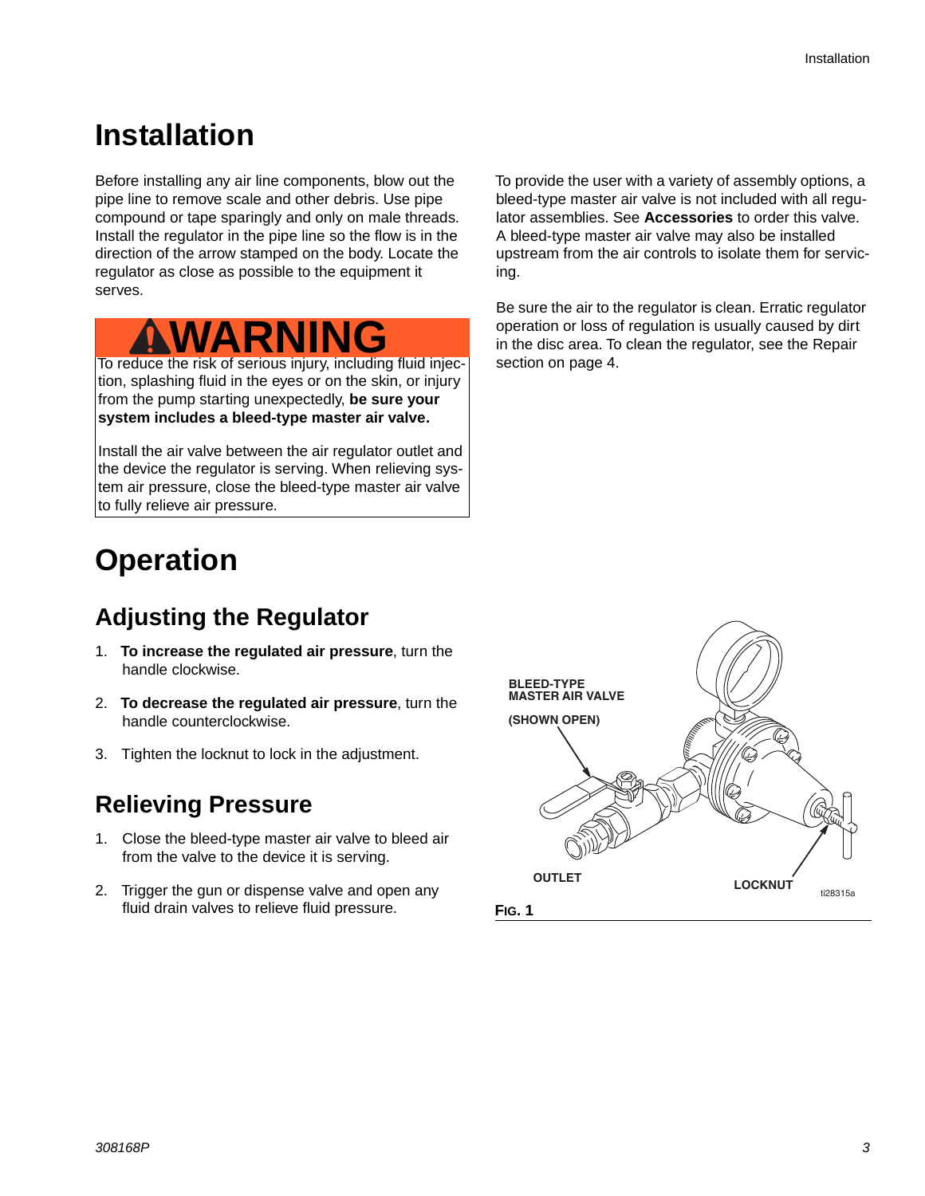# Installation

Before installing any air line components, blow out the pipe line to remove scale and other debris. Use pipe compound or tape sparingly and only on male threads. Install the regulator in the pipe line so the flow is in the direction of the arrow stamped on the body. Locate the regulator as close as possible to the equipment it serves.

**WARNING**

To reduce the risk of serious injury, including fluid injection, splashing fluid in the eyes or on the skin, or injury from the pump starting unexpectedly, **be sure your system includes a bleed-type master air valve.**

Install the air valve between the air regulator outlet and the device the regulator is serving. When relieving system air pressure, close the bleed-type master air valve to fully relieve air pressure.

To provide the user with a variety of assembly options, a bleed-type master air valve is not included with all regulator assemblies. See **Accessories** to order this valve. A bleed-type master air valve may also be installed upstream from the air controls to isolate them for servicing.

Be sure the air to the regulator is clean. Erratic regulator operation or loss of regulation is usually caused by dirt in the disc area. To clean the regulator, see the Repair section on page 4.

# Operation

## Adjusting the Regulator

1. **To increase the regulated air pressure**, turn the handle clockwise.
2. **To decrease the regulated air pressure**, turn the handle counterclockwise.
3. Tighten the locknut to lock in the adjustment.

## Relieving Pressure

1. Close the bleed-type master air valve to bleed air from the valve to the device it is serving.
2. Trigger the gun or dispense valve and open any fluid drain valves to relieve fluid pressure.

BLEED-TYPE MASTER AIR VALVE (SHOWN OPEN)

OUTLET

LOCKNUT

ti28315a

**FIG. 1**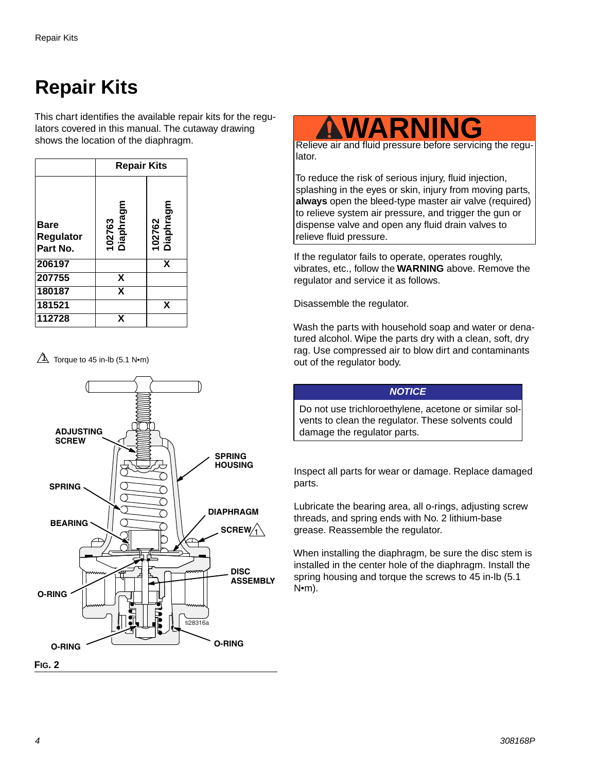# Repair Kits

This chart identifies the available repair kits for the regulators covered in this manual. The cutaway drawing shows the location of the diaphragm.

| | Repair Kits | |
|---|---|---|
| **Bare Regulator Part No.** | **102763 Diaphragm** | **102762 Diaphragm** |
| **206197** | | **X** |
| **207755** | **X** | |
| **180187** | **X** | |
| **181521** | | **X** |
| **112728** | **X** | |

⚠1 Torque to 45 in-lb (5.1 N•m)

ADJUSTING SCREW
SPRING
BEARING
O-RING
O-RING
SPRING HOUSING
DIAPHRAGM
SCREW ⚠1
DISC ASSEMBLY
O-RING
ti28316a

**FIG. 2**

## ⚠WARNING

Relieve air and fluid pressure before servicing the regulator.

To reduce the risk of serious injury, fluid injection, splashing in the eyes or skin, injury from moving parts, **always** open the bleed-type master air valve (required) to relieve system air pressure, and trigger the gun or dispense valve and open any fluid drain valves to relieve fluid pressure.

If the regulator fails to operate, operates roughly, vibrates, etc., follow the **WARNING** above. Remove the regulator and service it as follows.

Disassemble the regulator.

Wash the parts with household soap and water or denatured alcohol. Wipe the parts dry with a clean, soft, dry rag. Use compressed air to blow dirt and contaminants out of the regulator body.

***NOTICE***

Do not use trichloroethylene, acetone or similar solvents to clean the regulator. These solvents could damage the regulator parts.

Inspect all parts for wear or damage. Replace damaged parts.

Lubricate the bearing area, all o-rings, adjusting screw threads, and spring ends with No. 2 lithium-base grease. Reassemble the regulator.

When installing the diaphragm, be sure the disc stem is installed in the center hole of the diaphragm. Install the spring housing and torque the screws to 45 in-lb (5.1 N•m).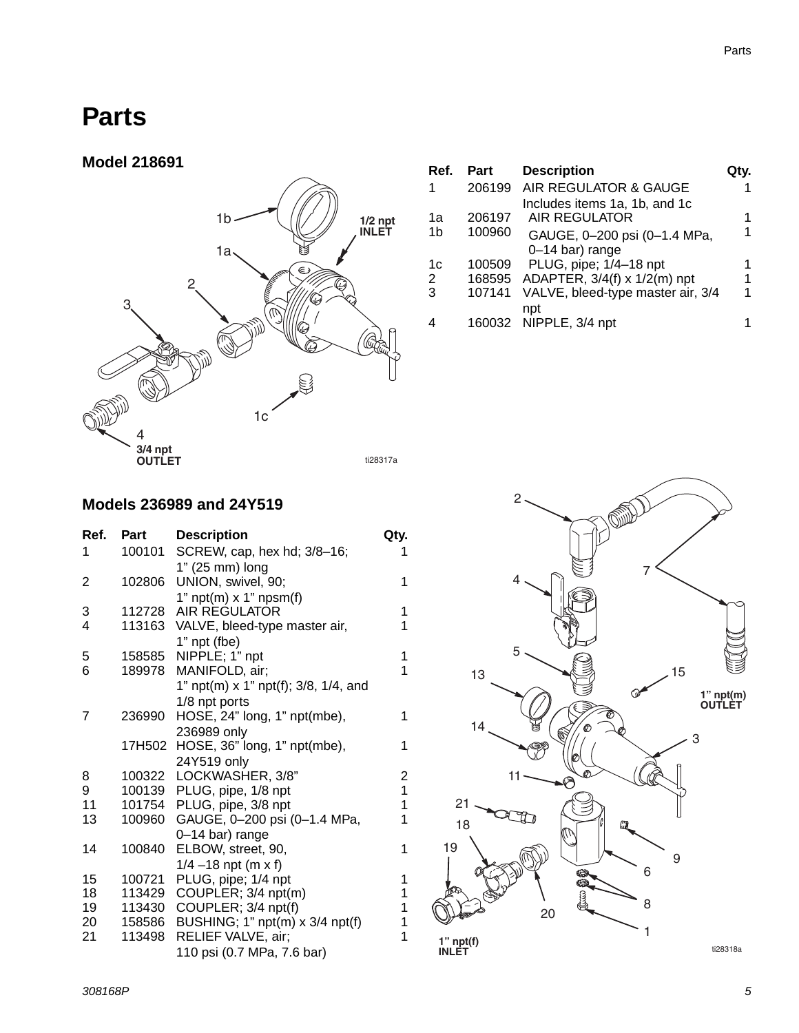# Parts

## Model 218691

| Ref. | Part | Description | Qty. |
|---|---|---|---|
| 1 | 206199 | AIR REGULATOR & GAUGE<br>Includes items 1a, 1b, and 1c | 1 |
| 1a | 206197 | AIR REGULATOR | 1 |
| 1b | 100960 | GAUGE, 0–200 psi (0–1.4 MPa, 0–14 bar) range | 1 |
| 1c | 100509 | PLUG, pipe; 1/4–18 npt | 1 |
| 2 | 168595 | ADAPTER, 3/4(f) x 1/2(m) npt | 1 |
| 3 | 107141 | VALVE, bleed-type master air, 3/4 npt | 1 |
| 4 | 160032 | NIPPLE, 3/4 npt | 1 |

1/2 npt INLET

3/4 npt OUTLET

ti28317a

## Models 236989 and 24Y519

| Ref. | Part | Description | Qty. |
|---|---|---|---|
| 1 | 100101 | SCREW, cap, hex hd; 3/8–16; 1” (25 mm) long | 1 |
| 2 | 102806 | UNION, swivel, 90; 1” npt(m) x 1” npsm(f) | 1 |
| 3 | 112728 | AIR REGULATOR | 1 |
| 4 | 113163 | VALVE, bleed-type master air, 1” npt (fbe) | 1 |
| 5 | 158585 | NIPPLE; 1” npt | 1 |
| 6 | 189978 | MANIFOLD, air; 1” npt(m) x 1” npt(f); 3/8, 1/4, and 1/8 npt ports | 1 |
| 7 | 236990 | HOSE, 24” long, 1” npt(mbe), 236989 only | 1 |
| | 17H502 | HOSE, 36” long, 1” npt(mbe), 24Y519 only | 1 |
| 8 | 100322 | LOCKWASHER, 3/8” | 2 |
| 9 | 100139 | PLUG, pipe, 1/8 npt | 1 |
| 11 | 101754 | PLUG, pipe, 3/8 npt | 1 |
| 13 | 100960 | GAUGE, 0–200 psi (0–1.4 MPa, 0–14 bar) range | 1 |
| 14 | 100840 | ELBOW, street, 90, 1/4 –18 npt (m x f) | 1 |
| 15 | 100721 | PLUG, pipe; 1/4 npt | 1 |
| 18 | 113429 | COUPLER; 3/4 npt(m) | 1 |
| 19 | 113430 | COUPLER; 3/4 npt(f) | 1 |
| 20 | 158586 | BUSHING; 1” npt(m) x 3/4 npt(f) | 1 |
| 21 | 113498 | RELIEF VALVE, air; 110 psi (0.7 MPa, 7.6 bar) | 1 |

1” npt(m) OUTLET

1” npt(f) INLET

ti28318a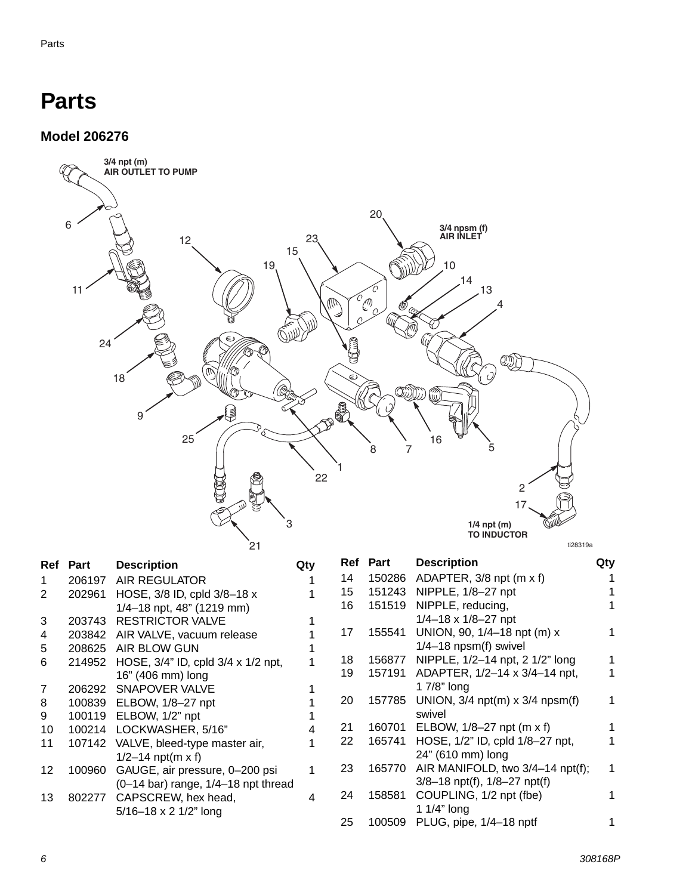# Parts

## Model 206276

3/4 npt (m)
AIR OUTLET TO PUMP

3/4 npsm (f)
AIR INLET

1/4 npt (m)
TO INDUCTOR

ti28319a

| Ref | Part | Description | Qty |
|---|---|---|---|
| 1 | 206197 | AIR REGULATOR | 1 |
| 2 | 202961 | HOSE, 3/8 ID, cpld 3/8–18 x 1/4–18 npt, 48” (1219 mm) | 1 |
| 3 | 203743 | RESTRICTOR VALVE | 1 |
| 4 | 203842 | AIR VALVE, vacuum release | 1 |
| 5 | 208625 | AIR BLOW GUN | 1 |
| 6 | 214952 | HOSE, 3/4” ID, cpld 3/4 x 1/2 npt, 16” (406 mm) long | 1 |
| 7 | 206292 | SNAPOVER VALVE | 1 |
| 8 | 100839 | ELBOW, 1/8–27 npt | 1 |
| 9 | 100119 | ELBOW, 1/2” npt | 1 |
| 10 | 100214 | LOCKWASHER, 5/16” | 4 |
| 11 | 107142 | VALVE, bleed-type master air, 1/2–14 npt(m x f) | 1 |
| 12 | 100960 | GAUGE, air pressure, 0–200 psi (0–14 bar) range, 1/4–18 npt thread | 1 |
| 13 | 802277 | CAPSCREW, hex head, 5/16–18 x 2 1/2” long | 4 |
| 14 | 150286 | ADAPTER, 3/8 npt (m x f) | 1 |
| 15 | 151243 | NIPPLE, 1/8–27 npt | 1 |
| 16 | 151519 | NIPPLE, reducing, 1/4–18 x 1/8–27 npt | 1 |
| 17 | 155541 | UNION, 90, 1/4–18 npt (m) x 1/4–18 npsm(f) swivel | 1 |
| 18 | 156877 | NIPPLE, 1/2–14 npt, 2 1/2” long | 1 |
| 19 | 157191 | ADAPTER, 1/2–14 x 3/4–14 npt, 1 7/8” long | 1 |
| 20 | 157785 | UNION, 3/4 npt(m) x 3/4 npsm(f) swivel | 1 |
| 21 | 160701 | ELBOW, 1/8–27 npt (m x f) | 1 |
| 22 | 165741 | HOSE, 1/2” ID, cpld 1/8–27 npt, 24” (610 mm) long | 1 |
| 23 | 165770 | AIR MANIFOLD, two 3/4–14 npt(f); 3/8–18 npt(f), 1/8–27 npt(f) | 1 |
| 24 | 158581 | COUPLING, 1/2 npt (fbe) 1 1/4” long | 1 |
| 25 | 100509 | PLUG, pipe, 1/4–18 nptf | 1 |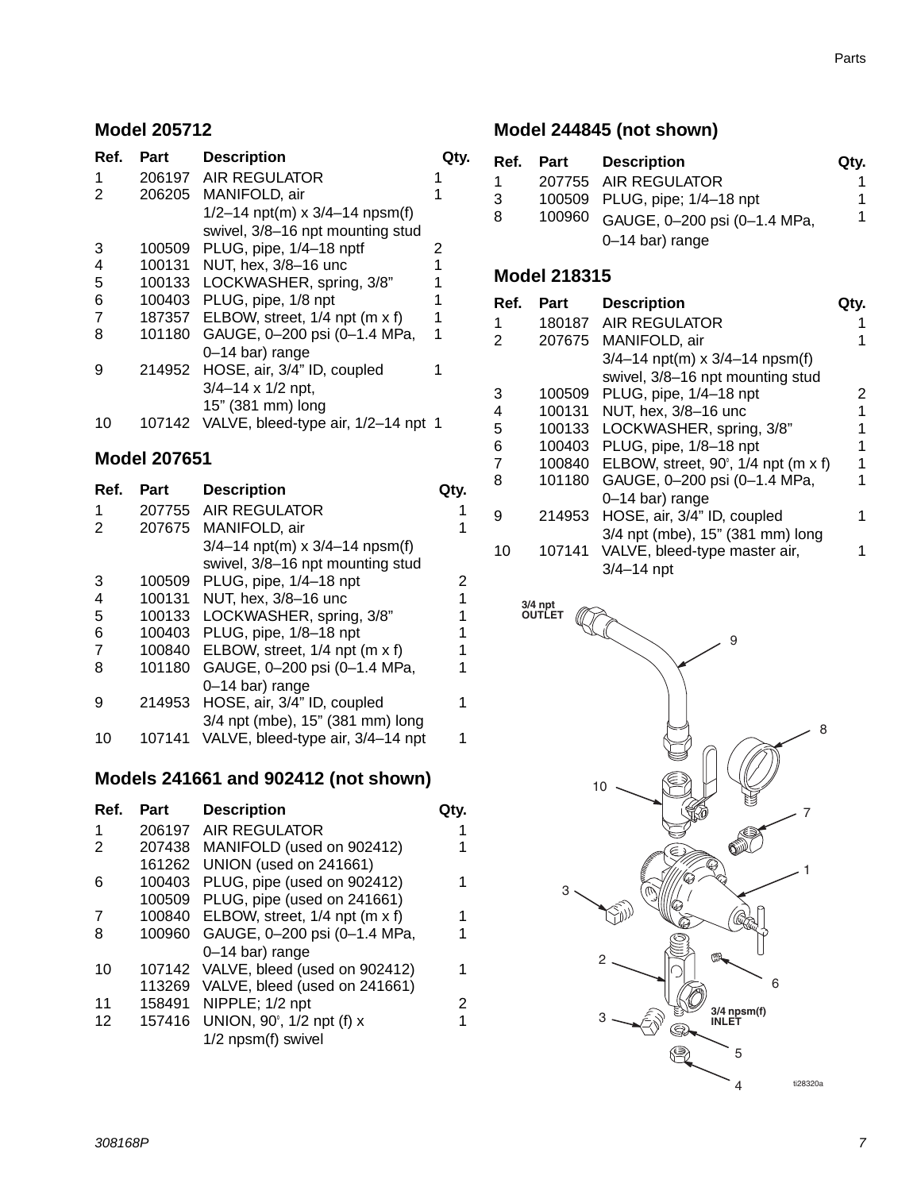## Model 205712

| Ref. | Part | Description | Qty. |
|---|---|---|---|
| 1 | 206197 | AIR REGULATOR | 1 |
| 2 | 206205 | MANIFOLD, air 1/2–14 npt(m) x 3/4–14 npsm(f) swivel, 3/8–16 npt mounting stud | 1 |
| 3 | 100509 | PLUG, pipe, 1/4–18 nptf | 2 |
| 4 | 100131 | NUT, hex, 3/8–16 unc | 1 |
| 5 | 100133 | LOCKWASHER, spring, 3/8” | 1 |
| 6 | 100403 | PLUG, pipe, 1/8 npt | 1 |
| 7 | 187357 | ELBOW, street, 1/4 npt (m x f) | 1 |
| 8 | 101180 | GAUGE, 0–200 psi (0–1.4 MPa, 0–14 bar) range | 1 |
| 9 | 214952 | HOSE, air, 3/4” ID, coupled 3/4–14 x 1/2 npt, 15” (381 mm) long | 1 |
| 10 | 107142 | VALVE, bleed-type air, 1/2–14 npt | 1 |

## Model 207651

| Ref. | Part | Description | Qty. |
|---|---|---|---|
| 1 | 207755 | AIR REGULATOR | 1 |
| 2 | 207675 | MANIFOLD, air 3/4–14 npt(m) x 3/4–14 npsm(f) swivel, 3/8–16 npt mounting stud | 1 |
| 3 | 100509 | PLUG, pipe, 1/4–18 npt | 2 |
| 4 | 100131 | NUT, hex, 3/8–16 unc | 1 |
| 5 | 100133 | LOCKWASHER, spring, 3/8” | 1 |
| 6 | 100403 | PLUG, pipe, 1/8–18 npt | 1 |
| 7 | 100840 | ELBOW, street, 1/4 npt (m x f) | 1 |
| 8 | 101180 | GAUGE, 0–200 psi (0–1.4 MPa, 0–14 bar) range | 1 |
| 9 | 214953 | HOSE, air, 3/4” ID, coupled 3/4 npt (mbe), 15” (381 mm) long | 1 |
| 10 | 107141 | VALVE, bleed-type air, 3/4–14 npt | 1 |

## Models 241661 and 902412 (not shown)

| Ref. | Part | Description | Qty. |
|---|---|---|---|
| 1 | 206197 | AIR REGULATOR | 1 |
| 2 | 207438 | MANIFOLD (used on 902412) | 1 |
|  | 161262 | UNION (used on 241661) |  |
| 6 | 100403 | PLUG, pipe (used on 902412) | 1 |
|  | 100509 | PLUG, pipe (used on 241661) |  |
| 7 | 100840 | ELBOW, street, 1/4 npt (m x f) | 1 |
| 8 | 100960 | GAUGE, 0–200 psi (0–1.4 MPa, 0–14 bar) range | 1 |
| 10 | 107142 | VALVE, bleed (used on 902412) | 1 |
|  | 113269 | VALVE, bleed (used on 241661) |  |
| 11 | 158491 | NIPPLE; 1/2 npt | 2 |
| 12 | 157416 | UNION, 90°, 1/2 npt (f) x 1/2 npsm(f) swivel | 1 |

## Model 244845 (not shown)

| Ref. | Part | Description | Qty. |
|---|---|---|---|
| 1 | 207755 | AIR REGULATOR | 1 |
| 3 | 100509 | PLUG, pipe; 1/4–18 npt | 1 |
| 8 | 100960 | GAUGE, 0–200 psi (0–1.4 MPa, 0–14 bar) range | 1 |

## Model 218315

| Ref. | Part | Description | Qty. |
|---|---|---|---|
| 1 | 180187 | AIR REGULATOR | 1 |
| 2 | 207675 | MANIFOLD, air 3/4–14 npt(m) x 3/4–14 npsm(f) swivel, 3/8–16 npt mounting stud | 1 |
| 3 | 100509 | PLUG, pipe, 1/4–18 npt | 2 |
| 4 | 100131 | NUT, hex, 3/8–16 unc | 1 |
| 5 | 100133 | LOCKWASHER, spring, 3/8” | 1 |
| 6 | 100403 | PLUG, pipe, 1/8–18 npt | 1 |
| 7 | 100840 | ELBOW, street, 90°, 1/4 npt (m x f) | 1 |
| 8 | 101180 | GAUGE, 0–200 psi (0–1.4 MPa, 0–14 bar) range | 1 |
| 9 | 214953 | HOSE, air, 3/4” ID, coupled 3/4 npt (mbe), 15” (381 mm) long | 1 |
| 10 | 107141 | VALVE, bleed-type master air, 3/4–14 npt | 1 |

3/4 npt OUTLET

3/4 npsm(f) INLET

ti28320a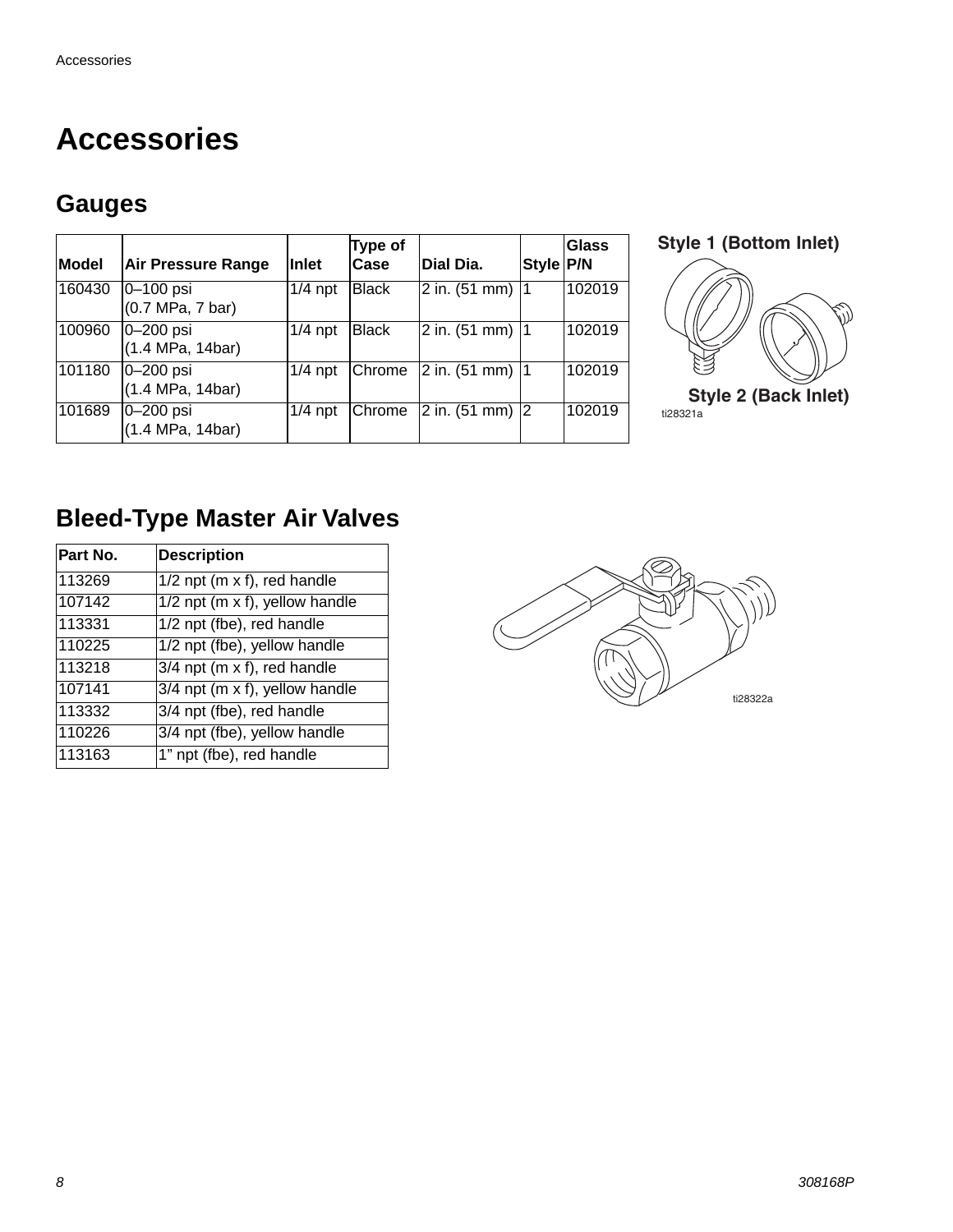// Accessories

# Accessories

## Gauges

| Model | Air Pressure Range | Inlet | Type of Case | Dial Dia. | Style | Glass P/N |
|---|---|---|---|---|---|---|
| 160430 | 0–100 psi (0.7 MPa, 7 bar) | 1/4 npt | Black | 2 in. (51 mm) | 1 | 102019 |
| 100960 | 0–200 psi (1.4 MPa, 14bar) | 1/4 npt | Black | 2 in. (51 mm) | 1 | 102019 |
| 101180 | 0–200 psi (1.4 MPa, 14bar) | 1/4 npt | Chrome | 2 in. (51 mm) | 1 | 102019 |
| 101689 | 0–200 psi (1.4 MPa, 14bar) | 1/4 npt | Chrome | 2 in. (51 mm) | 2 | 102019 |

Style 1 (Bottom Inlet)

Style 2 (Back Inlet)

ti28321a

## Bleed-Type Master Air Valves

| Part No. | Description |
|---|---|
| 113269 | 1/2 npt (m x f), red handle |
| 107142 | 1/2 npt (m x f), yellow handle |
| 113331 | 1/2 npt (fbe), red handle |
| 110225 | 1/2 npt (fbe), yellow handle |
| 113218 | 3/4 npt (m x f), red handle |
| 107141 | 3/4 npt (m x f), yellow handle |
| 113332 | 3/4 npt (fbe), red handle |
| 110226 | 3/4 npt (fbe), yellow handle |
| 113163 | 1" npt (fbe), red handle |

ti28322a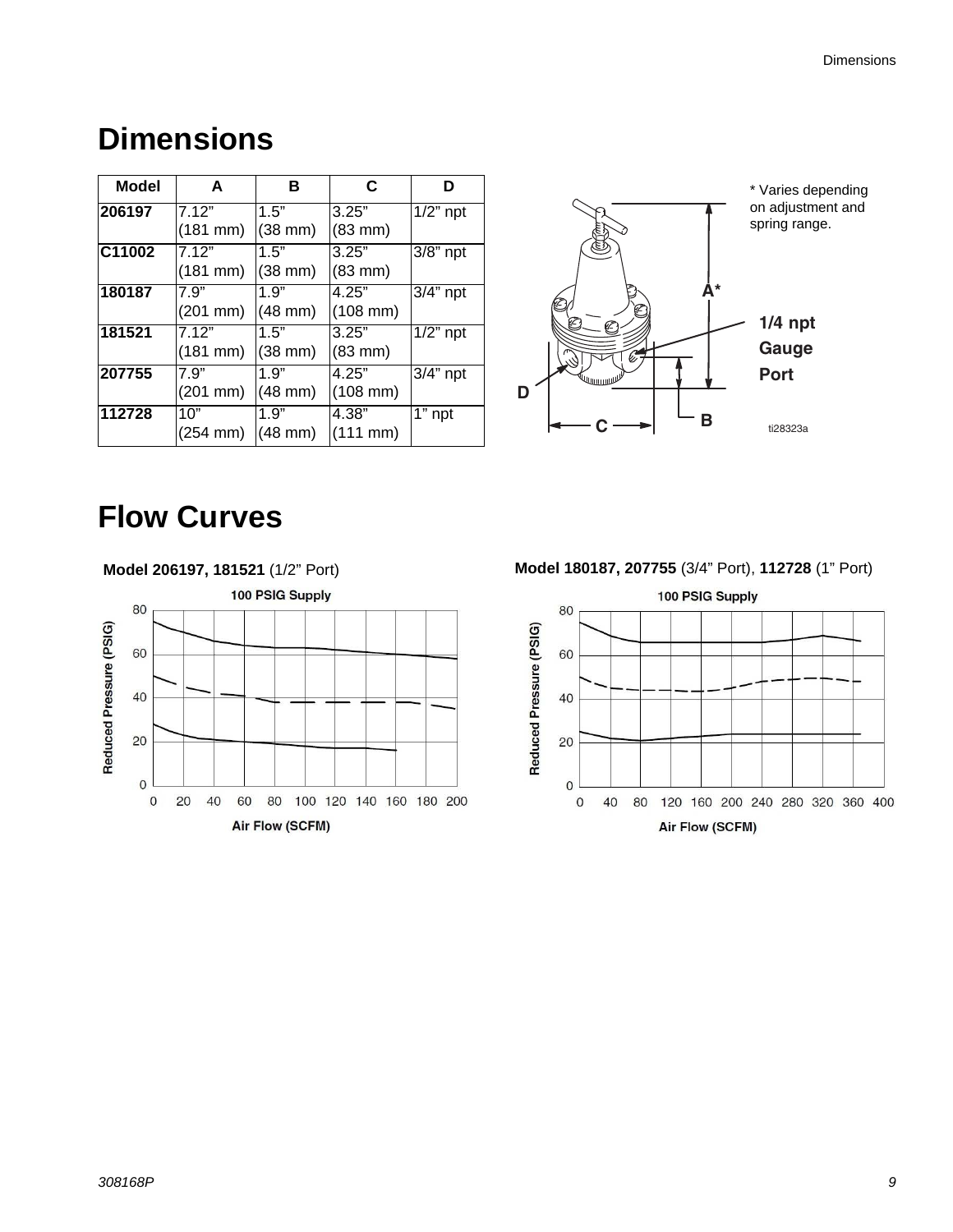# Dimensions

| Model | A | B | C | D |
| --- | --- | --- | --- | --- |
| **206197** | 7.12” (181 mm) | 1.5” (38 mm) | 3.25” (83 mm) | 1/2” npt |
| **C11002** | 7.12” (181 mm) | 1.5” (38 mm) | 3.25” (83 mm) | 3/8” npt |
| **180187** | 7.9” (201 mm) | 1.9” (48 mm) | 4.25” (108 mm) | 3/4” npt |
| **181521** | 7.12” (181 mm) | 1.5” (38 mm) | 3.25” (83 mm) | 1/2” npt |
| **207755** | 7.9” (201 mm) | 1.9” (48 mm) | 4.25” (108 mm) | 3/4” npt |
| **112728** | 10” (254 mm) | 1.9” (48 mm) | 4.38” (111 mm) | 1” npt |

\* Varies depending on adjustment and spring range.

A*

**1/4 npt Gauge Port**

D

C

B

ti28323a

# Flow Curves

**Model 206197, 181521** (1/2” Port)

100 PSIG Supply

Reduced Pressure (PSIG)

Air Flow (SCFM)

**Model 180187, 207755** (3/4” Port), **112728** (1” Port)

100 PSIG Supply

Reduced Pressure (PSIG)

Air Flow (SCFM)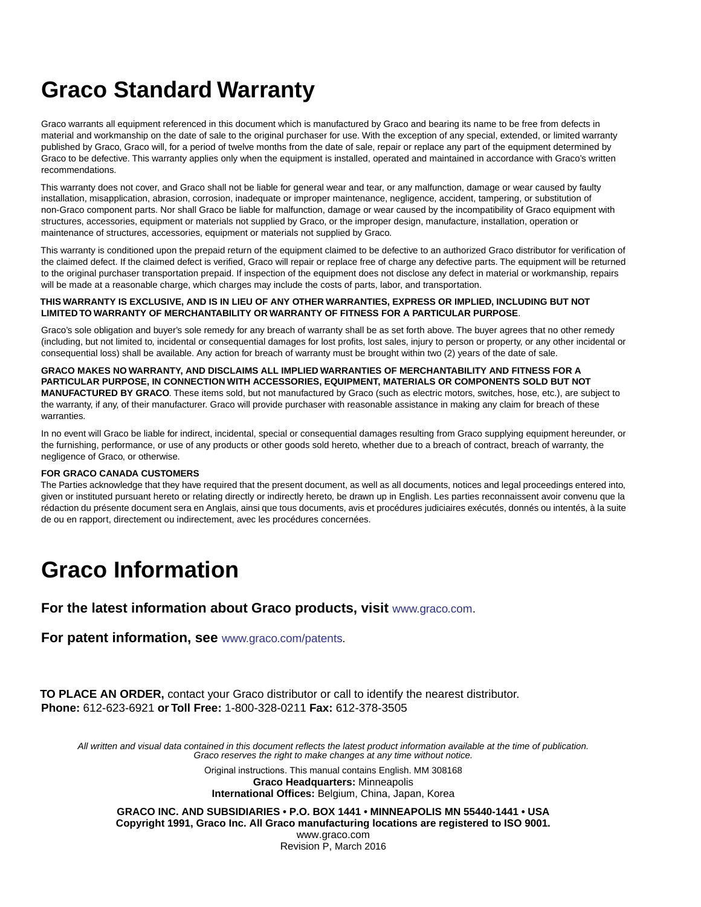# Graco Standard Warranty

Graco warrants all equipment referenced in this document which is manufactured by Graco and bearing its name to be free from defects in material and workmanship on the date of sale to the original purchaser for use. With the exception of any special, extended, or limited warranty published by Graco, Graco will, for a period of twelve months from the date of sale, repair or replace any part of the equipment determined by Graco to be defective. This warranty applies only when the equipment is installed, operated and maintained in accordance with Graco's written recommendations.

This warranty does not cover, and Graco shall not be liable for general wear and tear, or any malfunction, damage or wear caused by faulty installation, misapplication, abrasion, corrosion, inadequate or improper maintenance, negligence, accident, tampering, or substitution of non-Graco component parts. Nor shall Graco be liable for malfunction, damage or wear caused by the incompatibility of Graco equipment with structures, accessories, equipment or materials not supplied by Graco, or the improper design, manufacture, installation, operation or maintenance of structures, accessories, equipment or materials not supplied by Graco.

This warranty is conditioned upon the prepaid return of the equipment claimed to be defective to an authorized Graco distributor for verification of the claimed defect. If the claimed defect is verified, Graco will repair or replace free of charge any defective parts. The equipment will be returned to the original purchaser transportation prepaid. If inspection of the equipment does not disclose any defect in material or workmanship, repairs will be made at a reasonable charge, which charges may include the costs of parts, labor, and transportation.

**THIS WARRANTY IS EXCLUSIVE, AND IS IN LIEU OF ANY OTHER WARRANTIES, EXPRESS OR IMPLIED, INCLUDING BUT NOT LIMITED TO WARRANTY OF MERCHANTABILITY OR WARRANTY OF FITNESS FOR A PARTICULAR PURPOSE**.

Graco's sole obligation and buyer's sole remedy for any breach of warranty shall be as set forth above. The buyer agrees that no other remedy (including, but not limited to, incidental or consequential damages for lost profits, lost sales, injury to person or property, or any other incidental or consequential loss) shall be available. Any action for breach of warranty must be brought within two (2) years of the date of sale.

**GRACO MAKES NO WARRANTY, AND DISCLAIMS ALL IMPLIED WARRANTIES OF MERCHANTABILITY AND FITNESS FOR A PARTICULAR PURPOSE, IN CONNECTION WITH ACCESSORIES, EQUIPMENT, MATERIALS OR COMPONENTS SOLD BUT NOT MANUFACTURED BY GRACO**. These items sold, but not manufactured by Graco (such as electric motors, switches, hose, etc.), are subject to the warranty, if any, of their manufacturer. Graco will provide purchaser with reasonable assistance in making any claim for breach of these warranties.

In no event will Graco be liable for indirect, incidental, special or consequential damages resulting from Graco supplying equipment hereunder, or the furnishing, performance, or use of any products or other goods sold hereto, whether due to a breach of contract, breach of warranty, the negligence of Graco, or otherwise.

**FOR GRACO CANADA CUSTOMERS**
The Parties acknowledge that they have required that the present document, as well as all documents, notices and legal proceedings entered into, given or instituted pursuant hereto or relating directly or indirectly hereto, be drawn up in English. Les parties reconnaissent avoir convenu que la rédaction du présente document sera en Anglais, ainsi que tous documents, avis et procédures judiciaires exécutés, donnés ou intentés, à la suite de ou en rapport, directement ou indirectement, avec les procédures concernées.

# Graco Information

**For the latest information about Graco products, visit** www.graco.com.

**For patent information, see** www.graco.com/patents.

**TO PLACE AN ORDER,** contact your Graco distributor or call to identify the nearest distributor.
**Phone:** 612-623-6921 **or Toll Free:** 1-800-328-0211 **Fax:** 612-378-3505

*All written and visual data contained in this document reflects the latest product information available at the time of publication. Graco reserves the right to make changes at any time without notice.*

Original instructions. This manual contains English. MM 308168
**Graco Headquarters:** Minneapolis
**International Offices:** Belgium, China, Japan, Korea

**GRACO INC. AND SUBSIDIARIES • P.O. BOX 1441 • MINNEAPOLIS MN 55440-1441 • USA**
**Copyright 1991, Graco Inc. All Graco manufacturing locations are registered to ISO 9001.**
www.graco.com
Revision P, March 2016